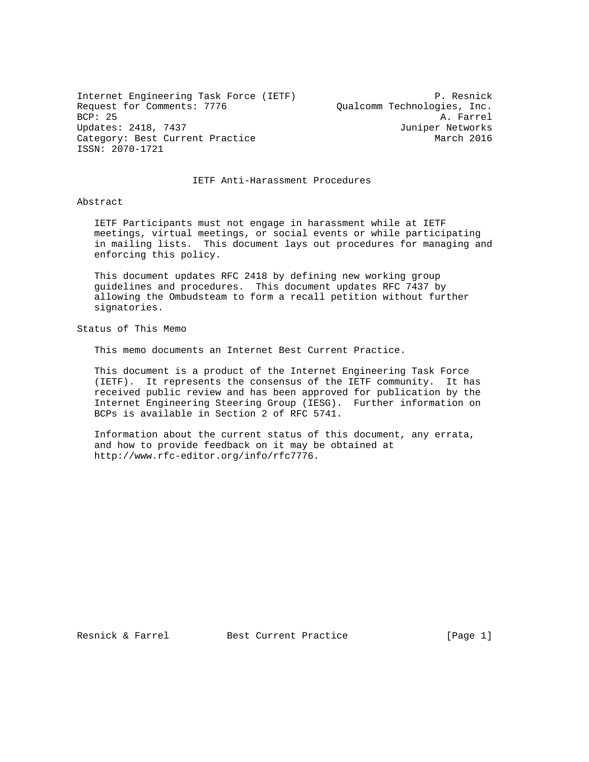Internet Engineering Task Force (IETF) P. Resnick
Request for Comments: 7776 Qualcomm Technologies, Inc.
BCP: 25 A. Farrel
Updates: 2418, 7437 Juniper Networks
Category: Best Current Practice March 2016
ISSN: 2070-1721

# IETF Anti-Harassment Procedures

## Abstract

IETF Participants must not engage in harassment while at IETF meetings, virtual meetings, or social events or while participating in mailing lists. This document lays out procedures for managing and enforcing this policy.

This document updates RFC 2418 by defining new working group guidelines and procedures. This document updates RFC 7437 by allowing the Ombudsteam to form a recall petition without further signatories.

## Status of This Memo

This memo documents an Internet Best Current Practice.

This document is a product of the Internet Engineering Task Force (IETF). It represents the consensus of the IETF community. It has received public review and has been approved for publication by the Internet Engineering Steering Group (IESG). Further information on BCPs is available in Section 2 of RFC 5741.

Information about the current status of this document, any errata, and how to provide feedback on it may be obtained at http://www.rfc-editor.org/info/rfc7776.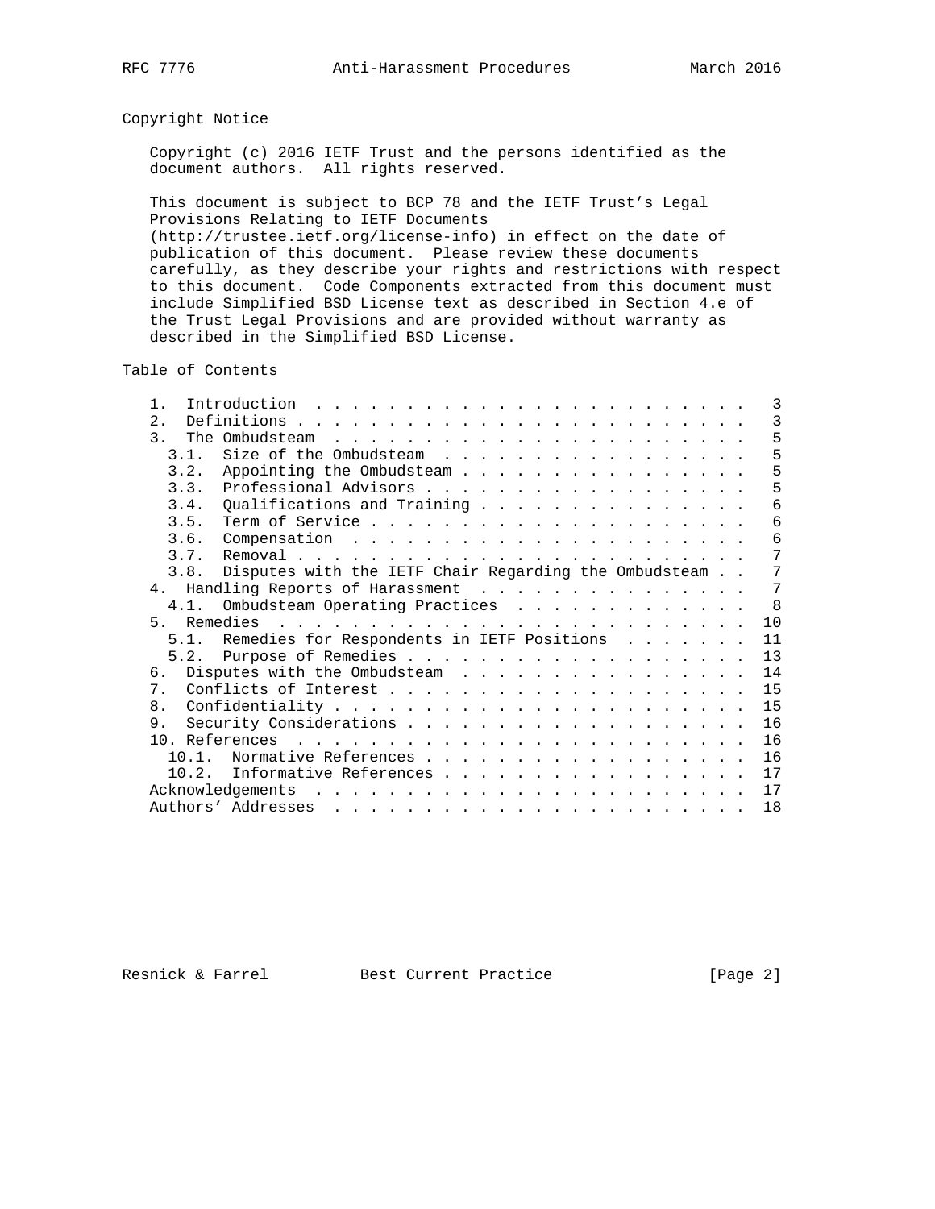## Copyright Notice

Copyright (c) 2016 IETF Trust and the persons identified as the document authors. All rights reserved.

This document is subject to BCP 78 and the IETF Trust's Legal Provisions Relating to IETF Documents (http://trustee.ietf.org/license-info) in effect on the date of publication of this document. Please review these documents carefully, as they describe your rights and restrictions with respect to this document. Code Components extracted from this document must include Simplified BSD License text as described in Section 4.e of the Trust Legal Provisions and are provided without warranty as described in the Simplified BSD License.

## Table of Contents

```
   1.  Introduction . . . . . . . . . . . . . . . . . . . . . . . .   3
   2.  Definitions  . . . . . . . . . . . . . . . . . . . . . . . .   3
   3.  The Ombudsteam . . . . . . . . . . . . . . . . . . . . . . .   5
     3.1.  Size of the Ombudsteam . . . . . . . . . . . . . . . . .   5
     3.2.  Appointing the Ombudsteam  . . . . . . . . . . . . . . .   5
     3.3.  Professional Advisors  . . . . . . . . . . . . . . . . .   5
     3.4.  Qualifications and Training  . . . . . . . . . . . . . .   6
     3.5.  Term of Service  . . . . . . . . . . . . . . . . . . . .   6
     3.6.  Compensation . . . . . . . . . . . . . . . . . . . . . .   6
     3.7.  Removal  . . . . . . . . . . . . . . . . . . . . . . . .   7
     3.8.  Disputes with the IETF Chair Regarding the Ombudsteam  .   7
   4.  Handling Reports of Harassment . . . . . . . . . . . . . . .   7
     4.1.  Ombudsteam Operating Practices . . . . . . . . . . . . .   8
   5.  Remedies . . . . . . . . . . . . . . . . . . . . . . . . . .  10
     5.1.  Remedies for Respondents in IETF Positions . . . . . . .  11
     5.2.  Purpose of Remedies  . . . . . . . . . . . . . . . . . .  13
   6.  Disputes with the Ombudsteam . . . . . . . . . . . . . . . .  14
   7.  Conflicts of Interest  . . . . . . . . . . . . . . . . . . .  15
   8.  Confidentiality  . . . . . . . . . . . . . . . . . . . . . .  15
   9.  Security Considerations  . . . . . . . . . . . . . . . . . .  16
   10. References . . . . . . . . . . . . . . . . . . . . . . . . .  16
     10.1.  Normative References  . . . . . . . . . . . . . . . . .  16
     10.2.  Informative References  . . . . . . . . . . . . . . . .  17
   Acknowledgements . . . . . . . . . . . . . . . . . . . . . . . .  17
   Authors' Addresses . . . . . . . . . . . . . . . . . . . . . . .  18
```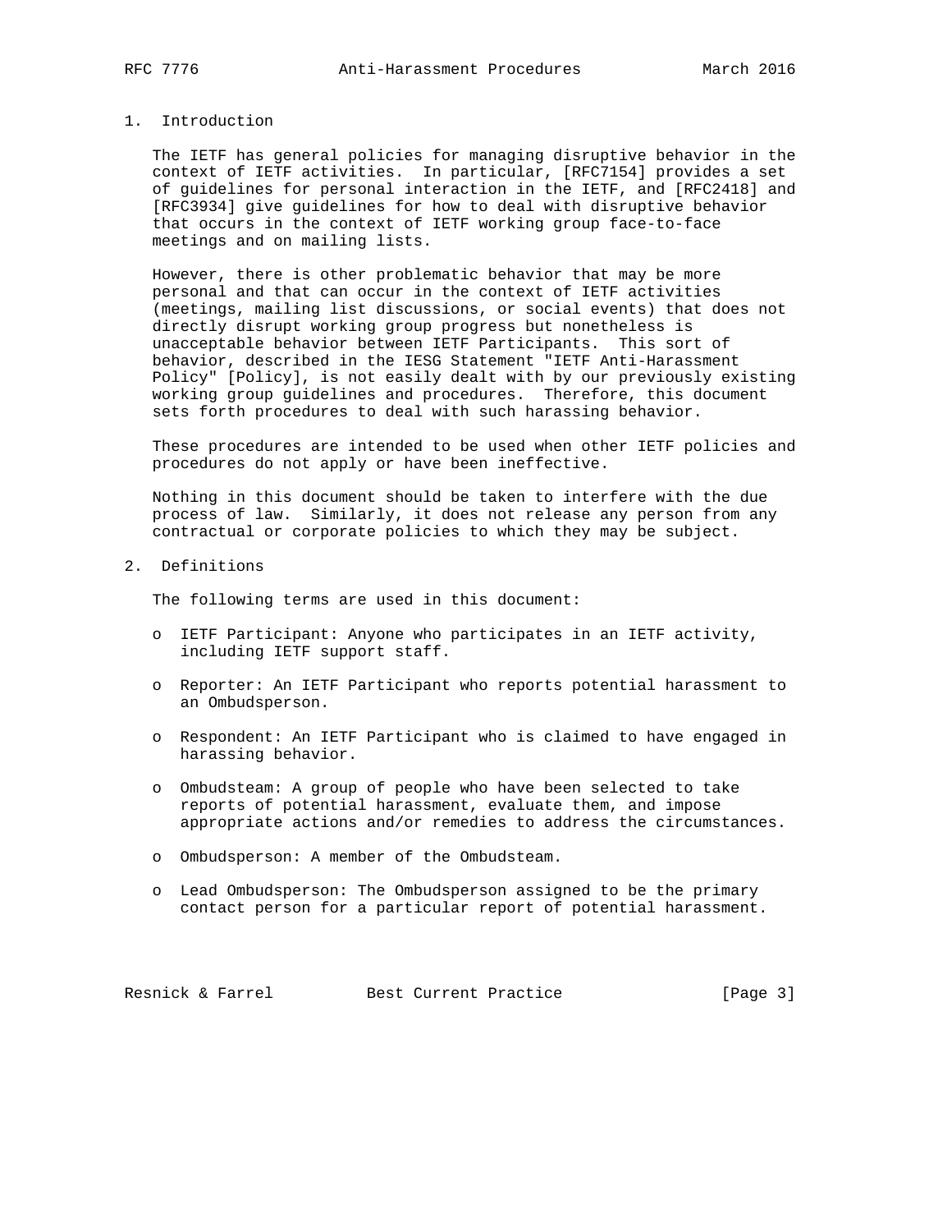## 1. Introduction

The IETF has general policies for managing disruptive behavior in the context of IETF activities. In particular, [RFC7154] provides a set of guidelines for personal interaction in the IETF, and [RFC2418] and [RFC3934] give guidelines for how to deal with disruptive behavior that occurs in the context of IETF working group face-to-face meetings and on mailing lists.

However, there is other problematic behavior that may be more personal and that can occur in the context of IETF activities (meetings, mailing list discussions, or social events) that does not directly disrupt working group progress but nonetheless is unacceptable behavior between IETF Participants. This sort of behavior, described in the IESG Statement "IETF Anti-Harassment Policy" [Policy], is not easily dealt with by our previously existing working group guidelines and procedures. Therefore, this document sets forth procedures to deal with such harassing behavior.

These procedures are intended to be used when other IETF policies and procedures do not apply or have been ineffective.

Nothing in this document should be taken to interfere with the due process of law. Similarly, it does not release any person from any contractual or corporate policies to which they may be subject.

## 2. Definitions

The following terms are used in this document:

- IETF Participant: Anyone who participates in an IETF activity, including IETF support staff.
- Reporter: An IETF Participant who reports potential harassment to an Ombudsperson.
- Respondent: An IETF Participant who is claimed to have engaged in harassing behavior.
- Ombudsteam: A group of people who have been selected to take reports of potential harassment, evaluate them, and impose appropriate actions and/or remedies to address the circumstances.
- Ombudsperson: A member of the Ombudsteam.
- Lead Ombudsperson: The Ombudsperson assigned to be the primary contact person for a particular report of potential harassment.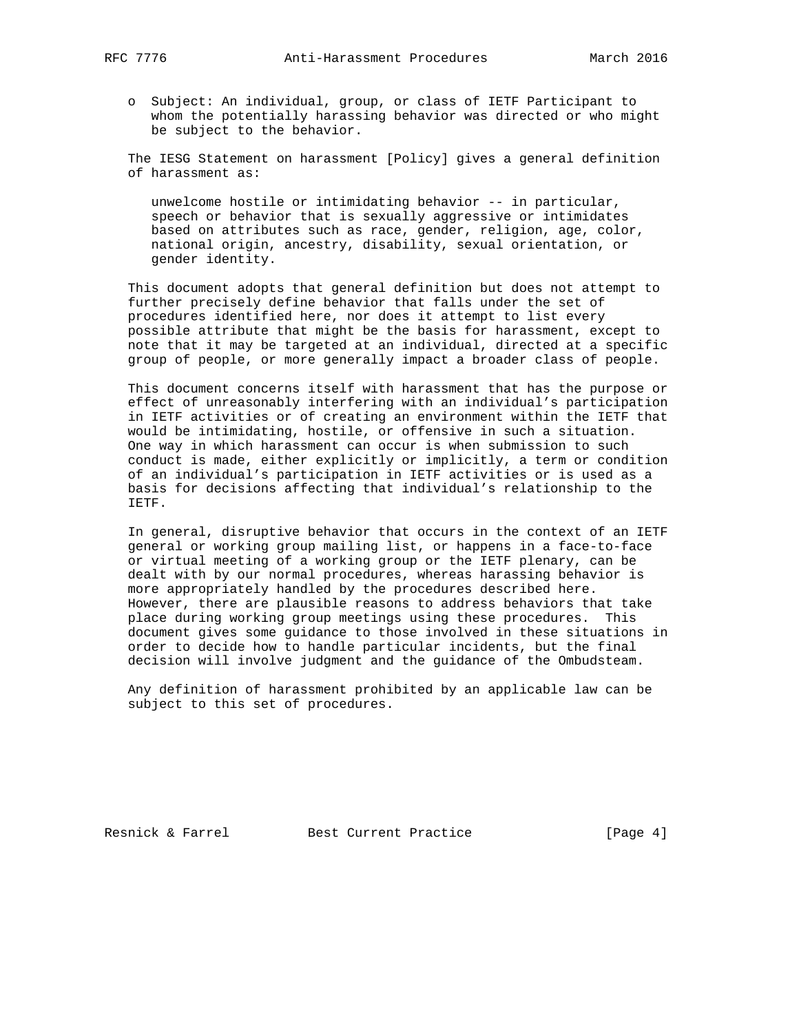- Subject: An individual, group, or class of IETF Participant to whom the potentially harassing behavior was directed or who might be subject to the behavior.

The IESG Statement on harassment [Policy] gives a general definition of harassment as:

> unwelcome hostile or intimidating behavior -- in particular, speech or behavior that is sexually aggressive or intimidates based on attributes such as race, gender, religion, age, color, national origin, ancestry, disability, sexual orientation, or gender identity.

This document adopts that general definition but does not attempt to further precisely define behavior that falls under the set of procedures identified here, nor does it attempt to list every possible attribute that might be the basis for harassment, except to note that it may be targeted at an individual, directed at a specific group of people, or more generally impact a broader class of people.

This document concerns itself with harassment that has the purpose or effect of unreasonably interfering with an individual's participation in IETF activities or of creating an environment within the IETF that would be intimidating, hostile, or offensive in such a situation. One way in which harassment can occur is when submission to such conduct is made, either explicitly or implicitly, a term or condition of an individual's participation in IETF activities or is used as a basis for decisions affecting that individual's relationship to the IETF.

In general, disruptive behavior that occurs in the context of an IETF general or working group mailing list, or happens in a face-to-face or virtual meeting of a working group or the IETF plenary, can be dealt with by our normal procedures, whereas harassing behavior is more appropriately handled by the procedures described here. However, there are plausible reasons to address behaviors that take place during working group meetings using these procedures. This document gives some guidance to those involved in these situations in order to decide how to handle particular incidents, but the final decision will involve judgment and the guidance of the Ombudsteam.

Any definition of harassment prohibited by an applicable law can be subject to this set of procedures.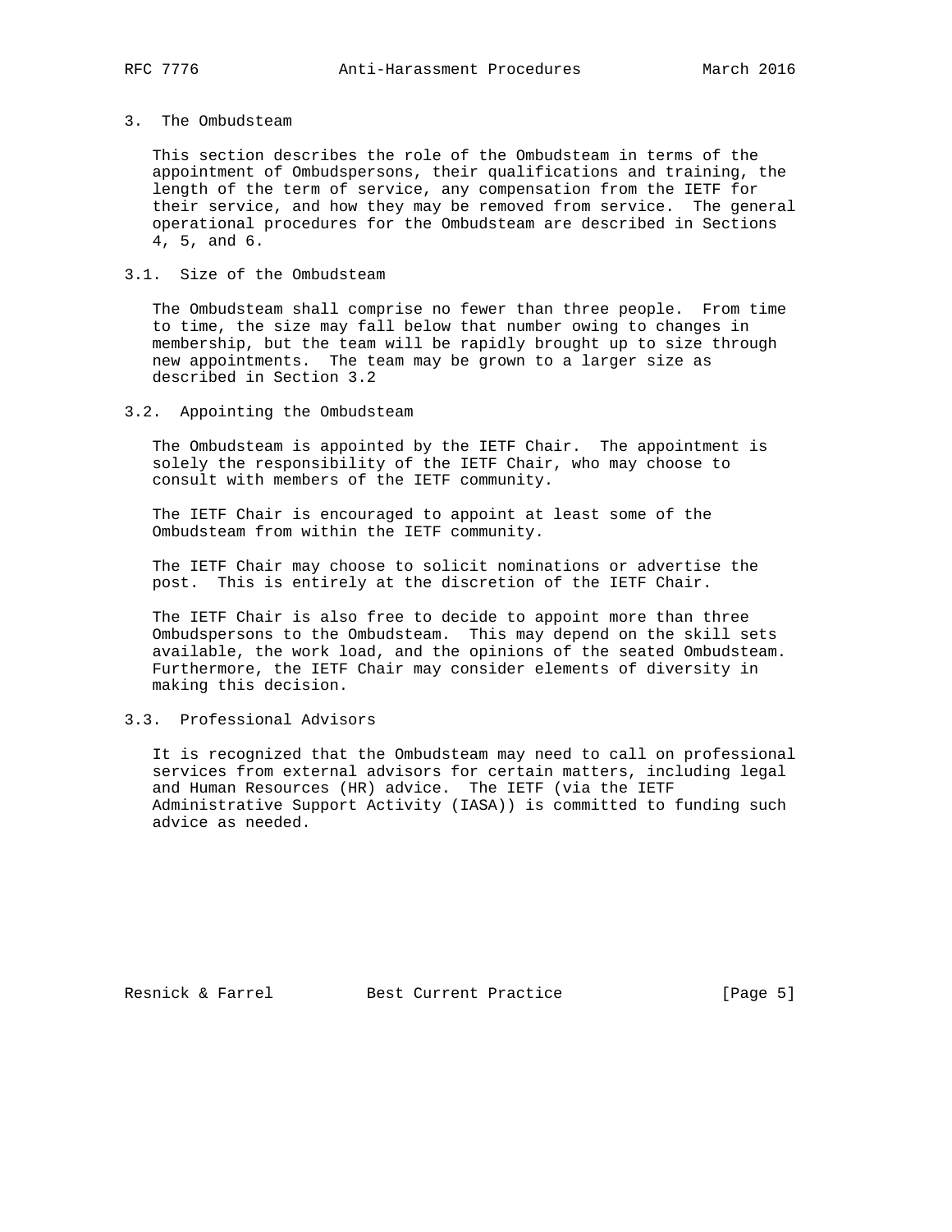## 3. The Ombudsteam

This section describes the role of the Ombudsteam in terms of the appointment of Ombudspersons, their qualifications and training, the length of the term of service, any compensation from the IETF for their service, and how they may be removed from service. The general operational procedures for the Ombudsteam are described in Sections 4, 5, and 6.

### 3.1. Size of the Ombudsteam

The Ombudsteam shall comprise no fewer than three people. From time to time, the size may fall below that number owing to changes in membership, but the team will be rapidly brought up to size through new appointments. The team may be grown to a larger size as described in Section 3.2

### 3.2. Appointing the Ombudsteam

The Ombudsteam is appointed by the IETF Chair. The appointment is solely the responsibility of the IETF Chair, who may choose to consult with members of the IETF community.

The IETF Chair is encouraged to appoint at least some of the Ombudsteam from within the IETF community.

The IETF Chair may choose to solicit nominations or advertise the post. This is entirely at the discretion of the IETF Chair.

The IETF Chair is also free to decide to appoint more than three Ombudspersons to the Ombudsteam. This may depend on the skill sets available, the work load, and the opinions of the seated Ombudsteam. Furthermore, the IETF Chair may consider elements of diversity in making this decision.

### 3.3. Professional Advisors

It is recognized that the Ombudsteam may need to call on professional services from external advisors for certain matters, including legal and Human Resources (HR) advice. The IETF (via the IETF Administrative Support Activity (IASA)) is committed to funding such advice as needed.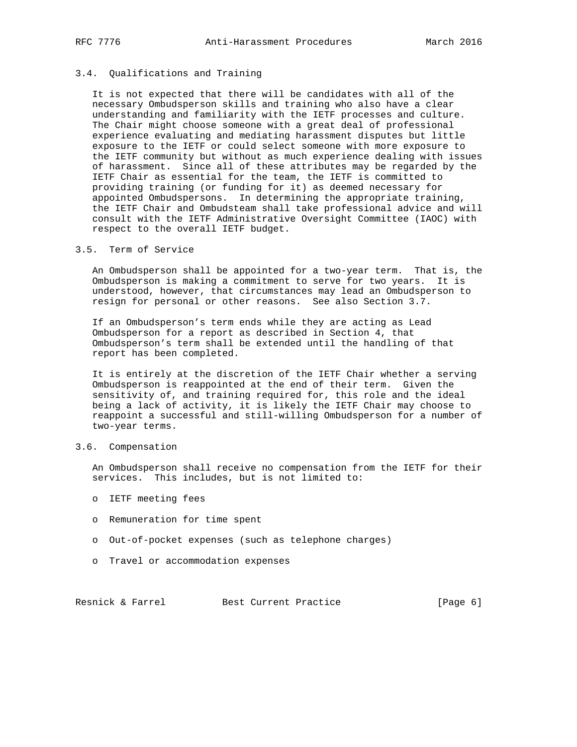### 3.4. Qualifications and Training

It is not expected that there will be candidates with all of the necessary Ombudsperson skills and training who also have a clear understanding and familiarity with the IETF processes and culture. The Chair might choose someone with a great deal of professional experience evaluating and mediating harassment disputes but little exposure to the IETF or could select someone with more exposure to the IETF community but without as much experience dealing with issues of harassment. Since all of these attributes may be regarded by the IETF Chair as essential for the team, the IETF is committed to providing training (or funding for it) as deemed necessary for appointed Ombudspersons. In determining the appropriate training, the IETF Chair and Ombudsteam shall take professional advice and will consult with the IETF Administrative Oversight Committee (IAOC) with respect to the overall IETF budget.

### 3.5. Term of Service

An Ombudsperson shall be appointed for a two-year term. That is, the Ombudsperson is making a commitment to serve for two years. It is understood, however, that circumstances may lead an Ombudsperson to resign for personal or other reasons. See also Section 3.7.

If an Ombudsperson's term ends while they are acting as Lead Ombudsperson for a report as described in Section 4, that Ombudsperson's term shall be extended until the handling of that report has been completed.

It is entirely at the discretion of the IETF Chair whether a serving Ombudsperson is reappointed at the end of their term. Given the sensitivity of, and training required for, this role and the ideal being a lack of activity, it is likely the IETF Chair may choose to reappoint a successful and still-willing Ombudsperson for a number of two-year terms.

### 3.6. Compensation

An Ombudsperson shall receive no compensation from the IETF for their services. This includes, but is not limited to:

- IETF meeting fees
- Remuneration for time spent
- Out-of-pocket expenses (such as telephone charges)
- Travel or accommodation expenses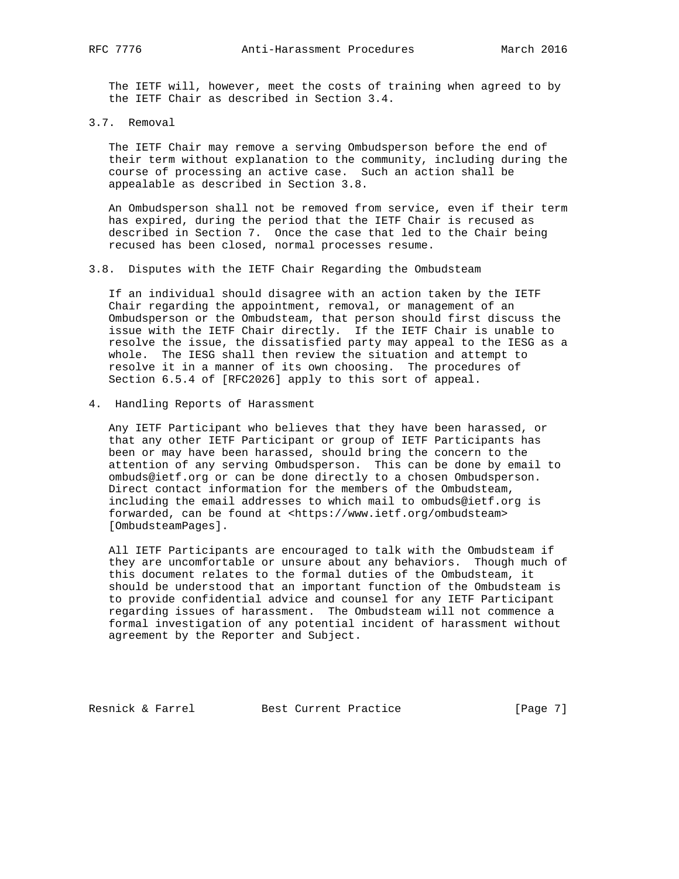The IETF will, however, meet the costs of training when agreed to by the IETF Chair as described in Section 3.4.

### 3.7. Removal

The IETF Chair may remove a serving Ombudsperson before the end of their term without explanation to the community, including during the course of processing an active case. Such an action shall be appealable as described in Section 3.8.

An Ombudsperson shall not be removed from service, even if their term has expired, during the period that the IETF Chair is recused as described in Section 7. Once the case that led to the Chair being recused has been closed, normal processes resume.

### 3.8. Disputes with the IETF Chair Regarding the Ombudsteam

If an individual should disagree with an action taken by the IETF Chair regarding the appointment, removal, or management of an Ombudsperson or the Ombudsteam, that person should first discuss the issue with the IETF Chair directly. If the IETF Chair is unable to resolve the issue, the dissatisfied party may appeal to the IESG as a whole. The IESG shall then review the situation and attempt to resolve it in a manner of its own choosing. The procedures of Section 6.5.4 of [RFC2026] apply to this sort of appeal.

## 4. Handling Reports of Harassment

Any IETF Participant who believes that they have been harassed, or that any other IETF Participant or group of IETF Participants has been or may have been harassed, should bring the concern to the attention of any serving Ombudsperson. This can be done by email to ombuds@ietf.org or can be done directly to a chosen Ombudsperson. Direct contact information for the members of the Ombudsteam, including the email addresses to which mail to ombuds@ietf.org is forwarded, can be found at <https://www.ietf.org/ombudsteam> [OmbudsteamPages].

All IETF Participants are encouraged to talk with the Ombudsteam if they are uncomfortable or unsure about any behaviors. Though much of this document relates to the formal duties of the Ombudsteam, it should be understood that an important function of the Ombudsteam is to provide confidential advice and counsel for any IETF Participant regarding issues of harassment. The Ombudsteam will not commence a formal investigation of any potential incident of harassment without agreement by the Reporter and Subject.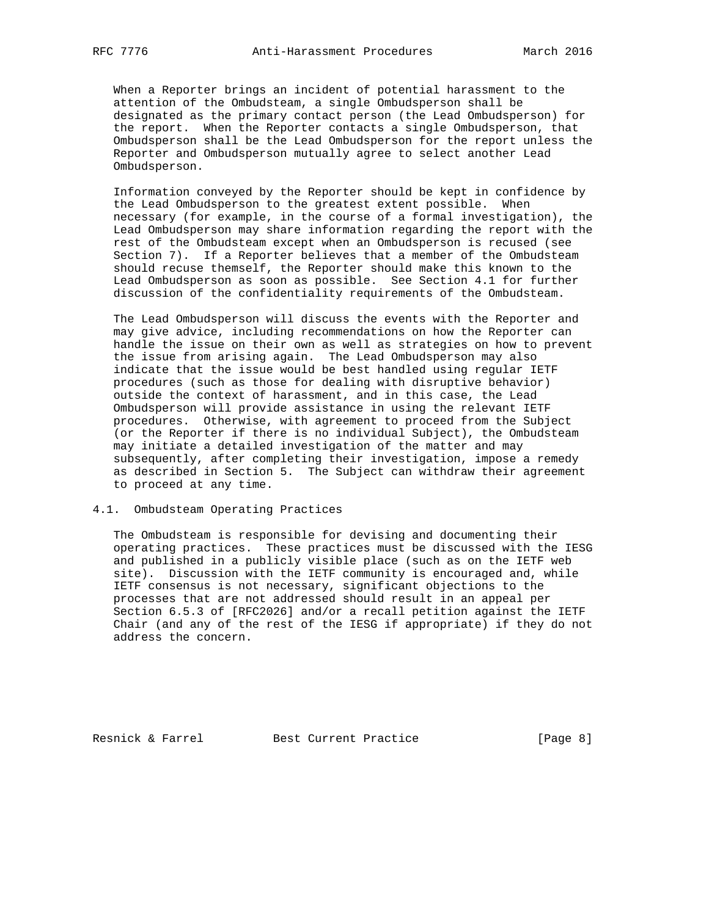When a Reporter brings an incident of potential harassment to the attention of the Ombudsteam, a single Ombudsperson shall be designated as the primary contact person (the Lead Ombudsperson) for the report. When the Reporter contacts a single Ombudsperson, that Ombudsperson shall be the Lead Ombudsperson for the report unless the Reporter and Ombudsperson mutually agree to select another Lead Ombudsperson.

Information conveyed by the Reporter should be kept in confidence by the Lead Ombudsperson to the greatest extent possible. When necessary (for example, in the course of a formal investigation), the Lead Ombudsperson may share information regarding the report with the rest of the Ombudsteam except when an Ombudsperson is recused (see Section 7). If a Reporter believes that a member of the Ombudsteam should recuse themself, the Reporter should make this known to the Lead Ombudsperson as soon as possible. See Section 4.1 for further discussion of the confidentiality requirements of the Ombudsteam.

The Lead Ombudsperson will discuss the events with the Reporter and may give advice, including recommendations on how the Reporter can handle the issue on their own as well as strategies on how to prevent the issue from arising again. The Lead Ombudsperson may also indicate that the issue would be best handled using regular IETF procedures (such as those for dealing with disruptive behavior) outside the context of harassment, and in this case, the Lead Ombudsperson will provide assistance in using the relevant IETF procedures. Otherwise, with agreement to proceed from the Subject (or the Reporter if there is no individual Subject), the Ombudsteam may initiate a detailed investigation of the matter and may subsequently, after completing their investigation, impose a remedy as described in Section 5. The Subject can withdraw their agreement to proceed at any time.

### 4.1. Ombudsteam Operating Practices

The Ombudsteam is responsible for devising and documenting their operating practices. These practices must be discussed with the IESG and published in a publicly visible place (such as on the IETF web site). Discussion with the IETF community is encouraged and, while IETF consensus is not necessary, significant objections to the processes that are not addressed should result in an appeal per Section 6.5.3 of [RFC2026] and/or a recall petition against the IETF Chair (and any of the rest of the IESG if appropriate) if they do not address the concern.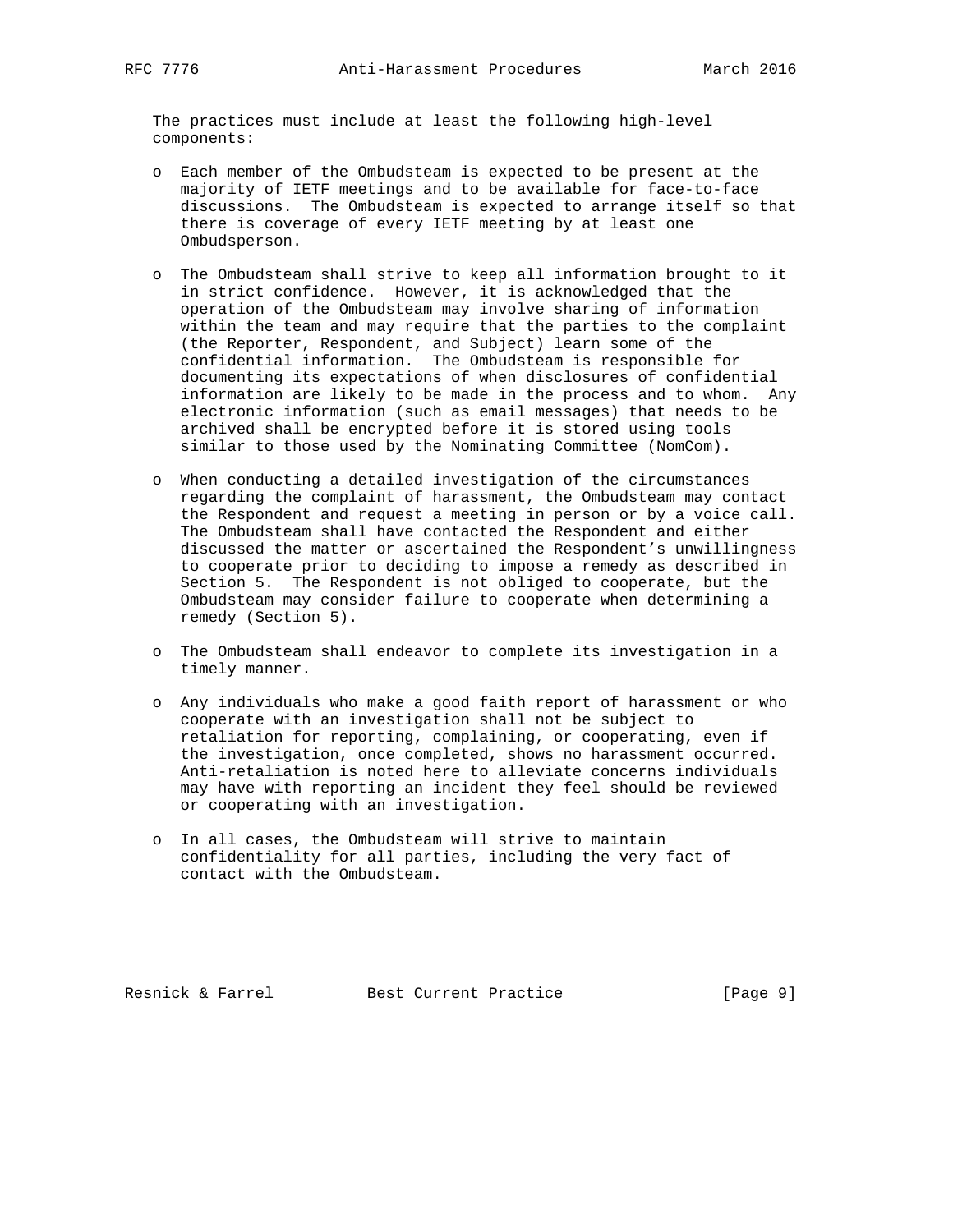The practices must include at least the following high-level components:

- Each member of the Ombudsteam is expected to be present at the majority of IETF meetings and to be available for face-to-face discussions. The Ombudsteam is expected to arrange itself so that there is coverage of every IETF meeting by at least one Ombudsperson.

- The Ombudsteam shall strive to keep all information brought to it in strict confidence. However, it is acknowledged that the operation of the Ombudsteam may involve sharing of information within the team and may require that the parties to the complaint (the Reporter, Respondent, and Subject) learn some of the confidential information. The Ombudsteam is responsible for documenting its expectations of when disclosures of confidential information are likely to be made in the process and to whom. Any electronic information (such as email messages) that needs to be archived shall be encrypted before it is stored using tools similar to those used by the Nominating Committee (NomCom).

- When conducting a detailed investigation of the circumstances regarding the complaint of harassment, the Ombudsteam may contact the Respondent and request a meeting in person or by a voice call. The Ombudsteam shall have contacted the Respondent and either discussed the matter or ascertained the Respondent's unwillingness to cooperate prior to deciding to impose a remedy as described in Section 5. The Respondent is not obliged to cooperate, but the Ombudsteam may consider failure to cooperate when determining a remedy (Section 5).

- The Ombudsteam shall endeavor to complete its investigation in a timely manner.

- Any individuals who make a good faith report of harassment or who cooperate with an investigation shall not be subject to retaliation for reporting, complaining, or cooperating, even if the investigation, once completed, shows no harassment occurred. Anti-retaliation is noted here to alleviate concerns individuals may have with reporting an incident they feel should be reviewed or cooperating with an investigation.

- In all cases, the Ombudsteam will strive to maintain confidentiality for all parties, including the very fact of contact with the Ombudsteam.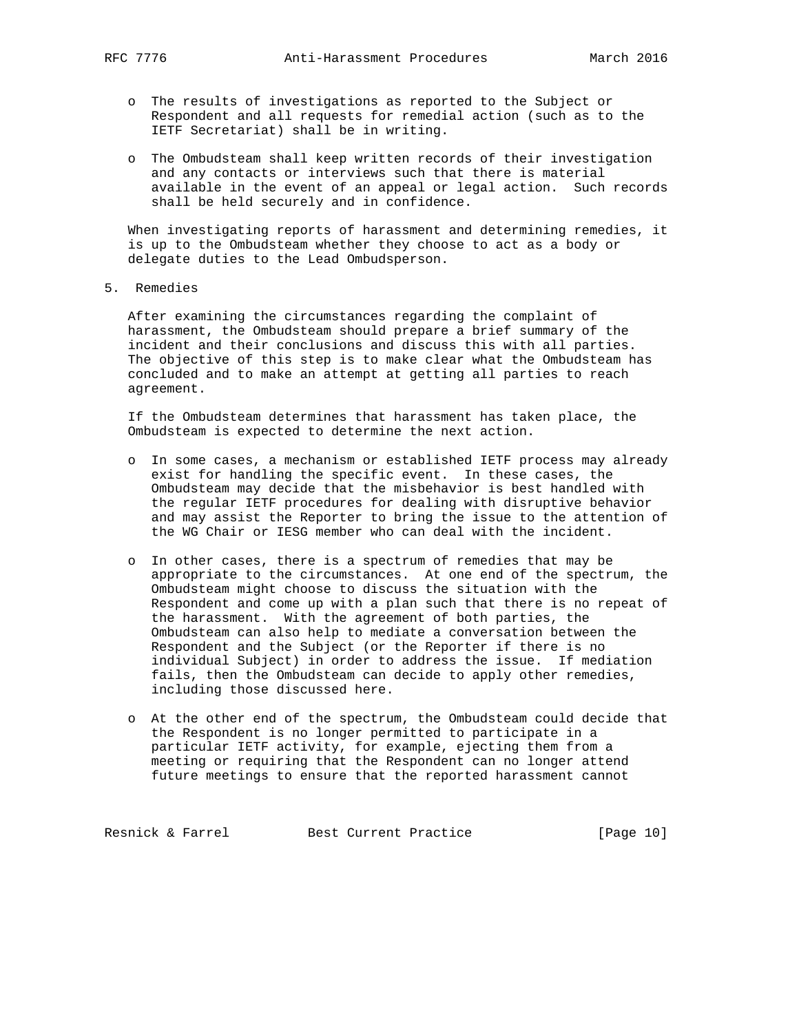- The results of investigations as reported to the Subject or Respondent and all requests for remedial action (such as to the IETF Secretariat) shall be in writing.

- The Ombudsteam shall keep written records of their investigation and any contacts or interviews such that there is material available in the event of an appeal or legal action. Such records shall be held securely and in confidence.

When investigating reports of harassment and determining remedies, it is up to the Ombudsteam whether they choose to act as a body or delegate duties to the Lead Ombudsperson.

## 5. Remedies

After examining the circumstances regarding the complaint of harassment, the Ombudsteam should prepare a brief summary of the incident and their conclusions and discuss this with all parties. The objective of this step is to make clear what the Ombudsteam has concluded and to make an attempt at getting all parties to reach agreement.

If the Ombudsteam determines that harassment has taken place, the Ombudsteam is expected to determine the next action.

- In some cases, a mechanism or established IETF process may already exist for handling the specific event. In these cases, the Ombudsteam may decide that the misbehavior is best handled with the regular IETF procedures for dealing with disruptive behavior and may assist the Reporter to bring the issue to the attention of the WG Chair or IESG member who can deal with the incident.

- In other cases, there is a spectrum of remedies that may be appropriate to the circumstances. At one end of the spectrum, the Ombudsteam might choose to discuss the situation with the Respondent and come up with a plan such that there is no repeat of the harassment. With the agreement of both parties, the Ombudsteam can also help to mediate a conversation between the Respondent and the Subject (or the Reporter if there is no individual Subject) in order to address the issue. If mediation fails, then the Ombudsteam can decide to apply other remedies, including those discussed here.

- At the other end of the spectrum, the Ombudsteam could decide that the Respondent is no longer permitted to participate in a particular IETF activity, for example, ejecting them from a meeting or requiring that the Respondent can no longer attend future meetings to ensure that the reported harassment cannot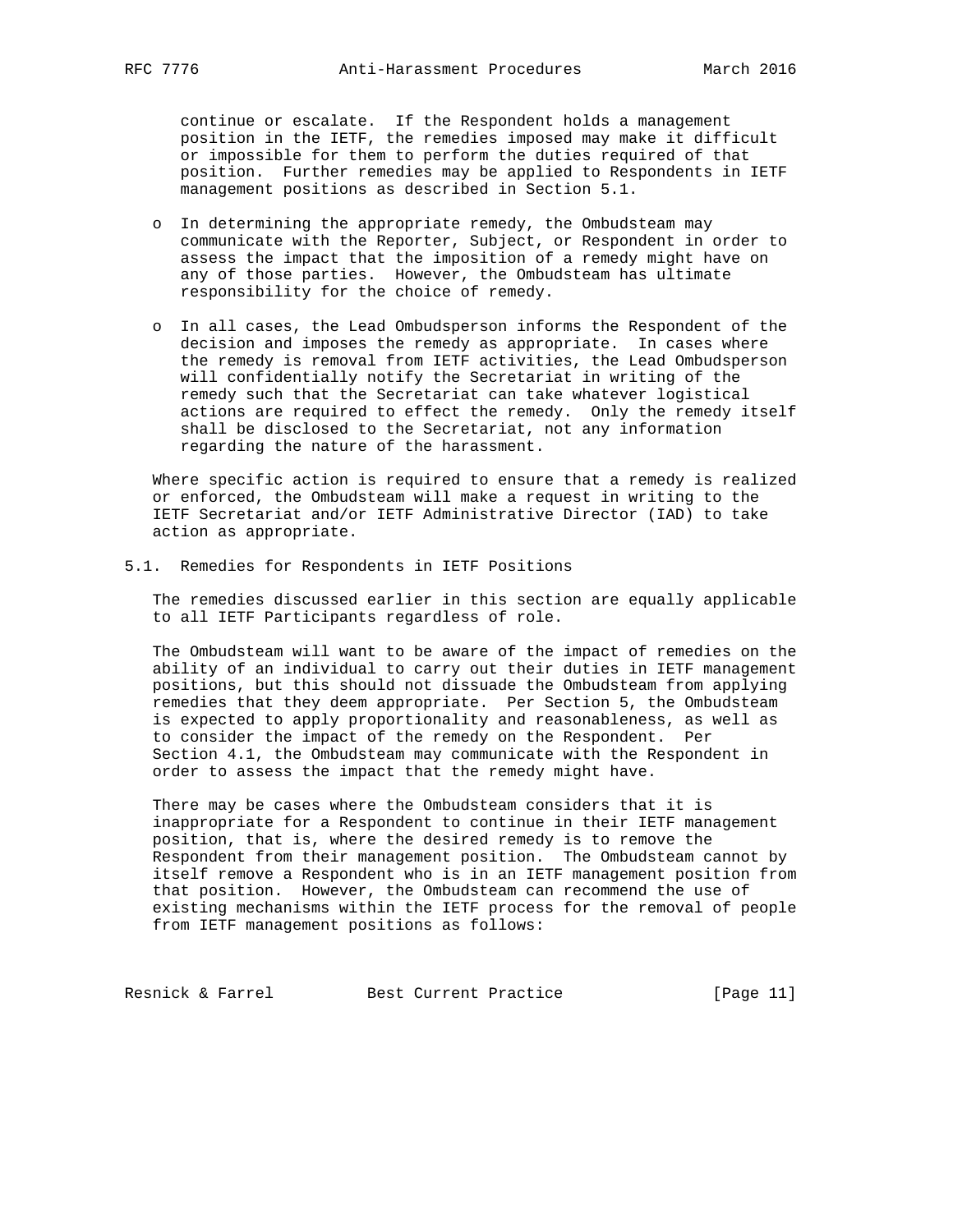continue or escalate. If the Respondent holds a management position in the IETF, the remedies imposed may make it difficult or impossible for them to perform the duties required of that position. Further remedies may be applied to Respondents in IETF management positions as described in Section 5.1.

- In determining the appropriate remedy, the Ombudsteam may communicate with the Reporter, Subject, or Respondent in order to assess the impact that the imposition of a remedy might have on any of those parties. However, the Ombudsteam has ultimate responsibility for the choice of remedy.

- In all cases, the Lead Ombudsperson informs the Respondent of the decision and imposes the remedy as appropriate. In cases where the remedy is removal from IETF activities, the Lead Ombudsperson will confidentially notify the Secretariat in writing of the remedy such that the Secretariat can take whatever logistical actions are required to effect the remedy. Only the remedy itself shall be disclosed to the Secretariat, not any information regarding the nature of the harassment.

Where specific action is required to ensure that a remedy is realized or enforced, the Ombudsteam will make a request in writing to the IETF Secretariat and/or IETF Administrative Director (IAD) to take action as appropriate.

## 5.1. Remedies for Respondents in IETF Positions

The remedies discussed earlier in this section are equally applicable to all IETF Participants regardless of role.

The Ombudsteam will want to be aware of the impact of remedies on the ability of an individual to carry out their duties in IETF management positions, but this should not dissuade the Ombudsteam from applying remedies that they deem appropriate. Per Section 5, the Ombudsteam is expected to apply proportionality and reasonableness, as well as to consider the impact of the remedy on the Respondent. Per Section 4.1, the Ombudsteam may communicate with the Respondent in order to assess the impact that the remedy might have.

There may be cases where the Ombudsteam considers that it is inappropriate for a Respondent to continue in their IETF management position, that is, where the desired remedy is to remove the Respondent from their management position. The Ombudsteam cannot by itself remove a Respondent who is in an IETF management position from that position. However, the Ombudsteam can recommend the use of existing mechanisms within the IETF process for the removal of people from IETF management positions as follows: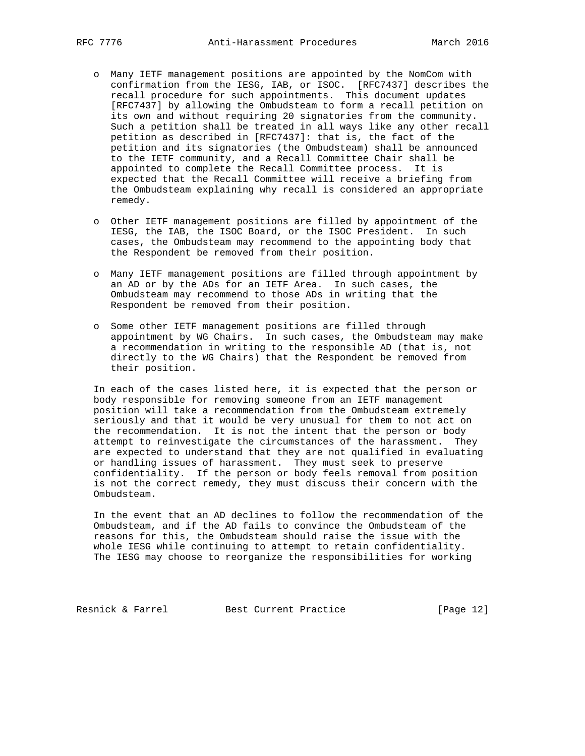- Many IETF management positions are appointed by the NomCom with confirmation from the IESG, IAB, or ISOC. [RFC7437] describes the recall procedure for such appointments. This document updates [RFC7437] by allowing the Ombudsteam to form a recall petition on its own and without requiring 20 signatories from the community. Such a petition shall be treated in all ways like any other recall petition as described in [RFC7437]: that is, the fact of the petition and its signatories (the Ombudsteam) shall be announced to the IETF community, and a Recall Committee Chair shall be appointed to complete the Recall Committee process. It is expected that the Recall Committee will receive a briefing from the Ombudsteam explaining why recall is considered an appropriate remedy.

- Other IETF management positions are filled by appointment of the IESG, the IAB, the ISOC Board, or the ISOC President. In such cases, the Ombudsteam may recommend to the appointing body that the Respondent be removed from their position.

- Many IETF management positions are filled through appointment by an AD or by the ADs for an IETF Area. In such cases, the Ombudsteam may recommend to those ADs in writing that the Respondent be removed from their position.

- Some other IETF management positions are filled through appointment by WG Chairs. In such cases, the Ombudsteam may make a recommendation in writing to the responsible AD (that is, not directly to the WG Chairs) that the Respondent be removed from their position.

In each of the cases listed here, it is expected that the person or body responsible for removing someone from an IETF management position will take a recommendation from the Ombudsteam extremely seriously and that it would be very unusual for them to not act on the recommendation. It is not the intent that the person or body attempt to reinvestigate the circumstances of the harassment. They are expected to understand that they are not qualified in evaluating or handling issues of harassment. They must seek to preserve confidentiality. If the person or body feels removal from position is not the correct remedy, they must discuss their concern with the Ombudsteam.

In the event that an AD declines to follow the recommendation of the Ombudsteam, and if the AD fails to convince the Ombudsteam of the reasons for this, the Ombudsteam should raise the issue with the whole IESG while continuing to attempt to retain confidentiality. The IESG may choose to reorganize the responsibilities for working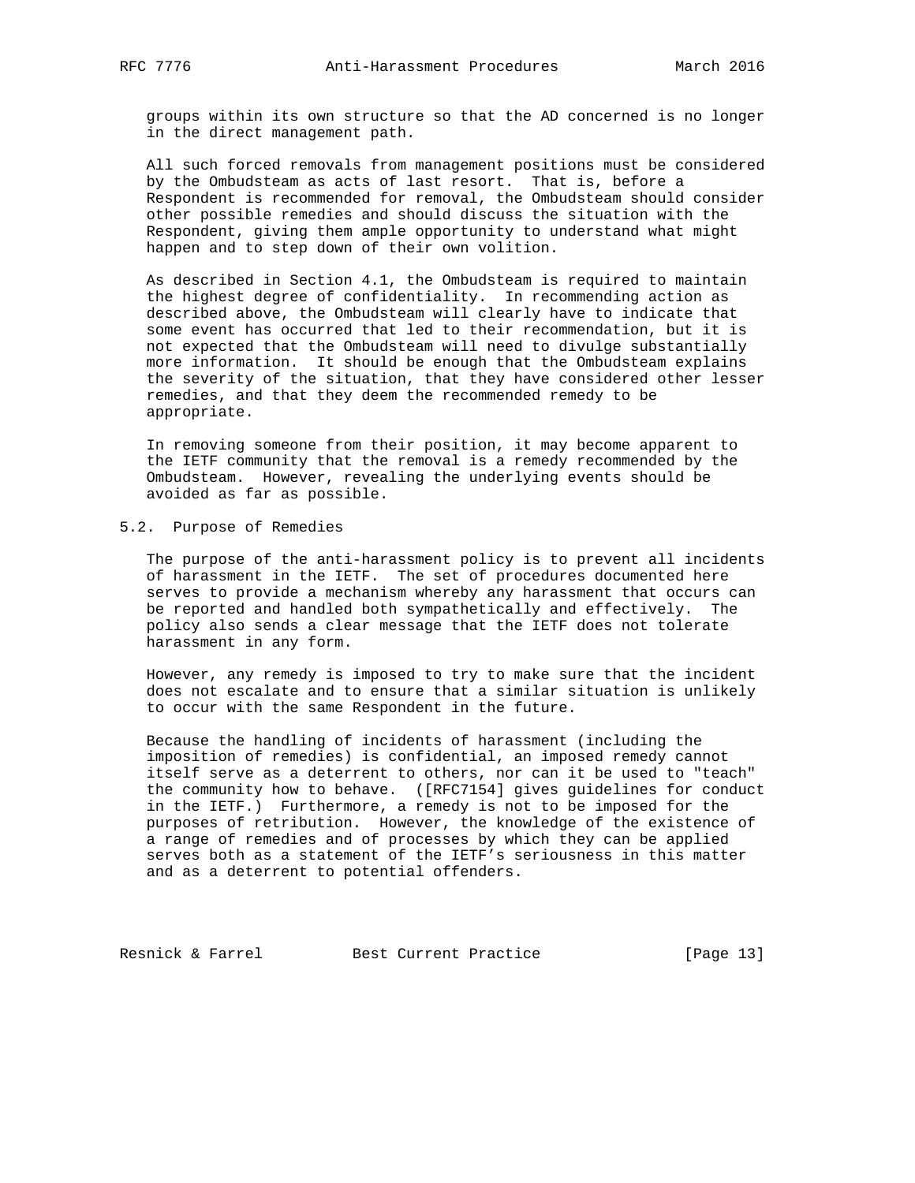groups within its own structure so that the AD concerned is no longer in the direct management path.

All such forced removals from management positions must be considered by the Ombudsteam as acts of last resort. That is, before a Respondent is recommended for removal, the Ombudsteam should consider other possible remedies and should discuss the situation with the Respondent, giving them ample opportunity to understand what might happen and to step down of their own volition.

As described in Section 4.1, the Ombudsteam is required to maintain the highest degree of confidentiality. In recommending action as described above, the Ombudsteam will clearly have to indicate that some event has occurred that led to their recommendation, but it is not expected that the Ombudsteam will need to divulge substantially more information. It should be enough that the Ombudsteam explains the severity of the situation, that they have considered other lesser remedies, and that they deem the recommended remedy to be appropriate.

In removing someone from their position, it may become apparent to the IETF community that the removal is a remedy recommended by the Ombudsteam. However, revealing the underlying events should be avoided as far as possible.

## 5.2. Purpose of Remedies

The purpose of the anti-harassment policy is to prevent all incidents of harassment in the IETF. The set of procedures documented here serves to provide a mechanism whereby any harassment that occurs can be reported and handled both sympathetically and effectively. The policy also sends a clear message that the IETF does not tolerate harassment in any form.

However, any remedy is imposed to try to make sure that the incident does not escalate and to ensure that a similar situation is unlikely to occur with the same Respondent in the future.

Because the handling of incidents of harassment (including the imposition of remedies) is confidential, an imposed remedy cannot itself serve as a deterrent to others, nor can it be used to "teach" the community how to behave. ([RFC7154] gives guidelines for conduct in the IETF.) Furthermore, a remedy is not to be imposed for the purposes of retribution. However, the knowledge of the existence of a range of remedies and of processes by which they can be applied serves both as a statement of the IETF's seriousness in this matter and as a deterrent to potential offenders.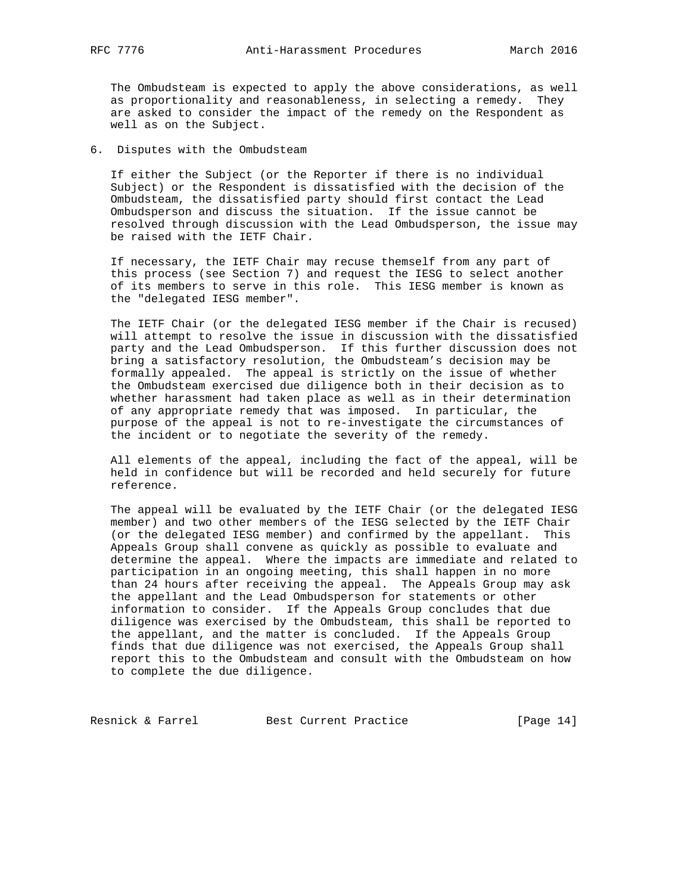The Ombudsteam is expected to apply the above considerations, as well as proportionality and reasonableness, in selecting a remedy. They are asked to consider the impact of the remedy on the Respondent as well as on the Subject.

## 6. Disputes with the Ombudsteam

If either the Subject (or the Reporter if there is no individual Subject) or the Respondent is dissatisfied with the decision of the Ombudsteam, the dissatisfied party should first contact the Lead Ombudsperson and discuss the situation. If the issue cannot be resolved through discussion with the Lead Ombudsperson, the issue may be raised with the IETF Chair.

If necessary, the IETF Chair may recuse themself from any part of this process (see Section 7) and request the IESG to select another of its members to serve in this role. This IESG member is known as the "delegated IESG member".

The IETF Chair (or the delegated IESG member if the Chair is recused) will attempt to resolve the issue in discussion with the dissatisfied party and the Lead Ombudsperson. If this further discussion does not bring a satisfactory resolution, the Ombudsteam's decision may be formally appealed. The appeal is strictly on the issue of whether the Ombudsteam exercised due diligence both in their decision as to whether harassment had taken place as well as in their determination of any appropriate remedy that was imposed. In particular, the purpose of the appeal is not to re-investigate the circumstances of the incident or to negotiate the severity of the remedy.

All elements of the appeal, including the fact of the appeal, will be held in confidence but will be recorded and held securely for future reference.

The appeal will be evaluated by the IETF Chair (or the delegated IESG member) and two other members of the IESG selected by the IETF Chair (or the delegated IESG member) and confirmed by the appellant. This Appeals Group shall convene as quickly as possible to evaluate and determine the appeal. Where the impacts are immediate and related to participation in an ongoing meeting, this shall happen in no more than 24 hours after receiving the appeal. The Appeals Group may ask the appellant and the Lead Ombudsperson for statements or other information to consider. If the Appeals Group concludes that due diligence was exercised by the Ombudsteam, this shall be reported to the appellant, and the matter is concluded. If the Appeals Group finds that due diligence was not exercised, the Appeals Group shall report this to the Ombudsteam and consult with the Ombudsteam on how to complete the due diligence.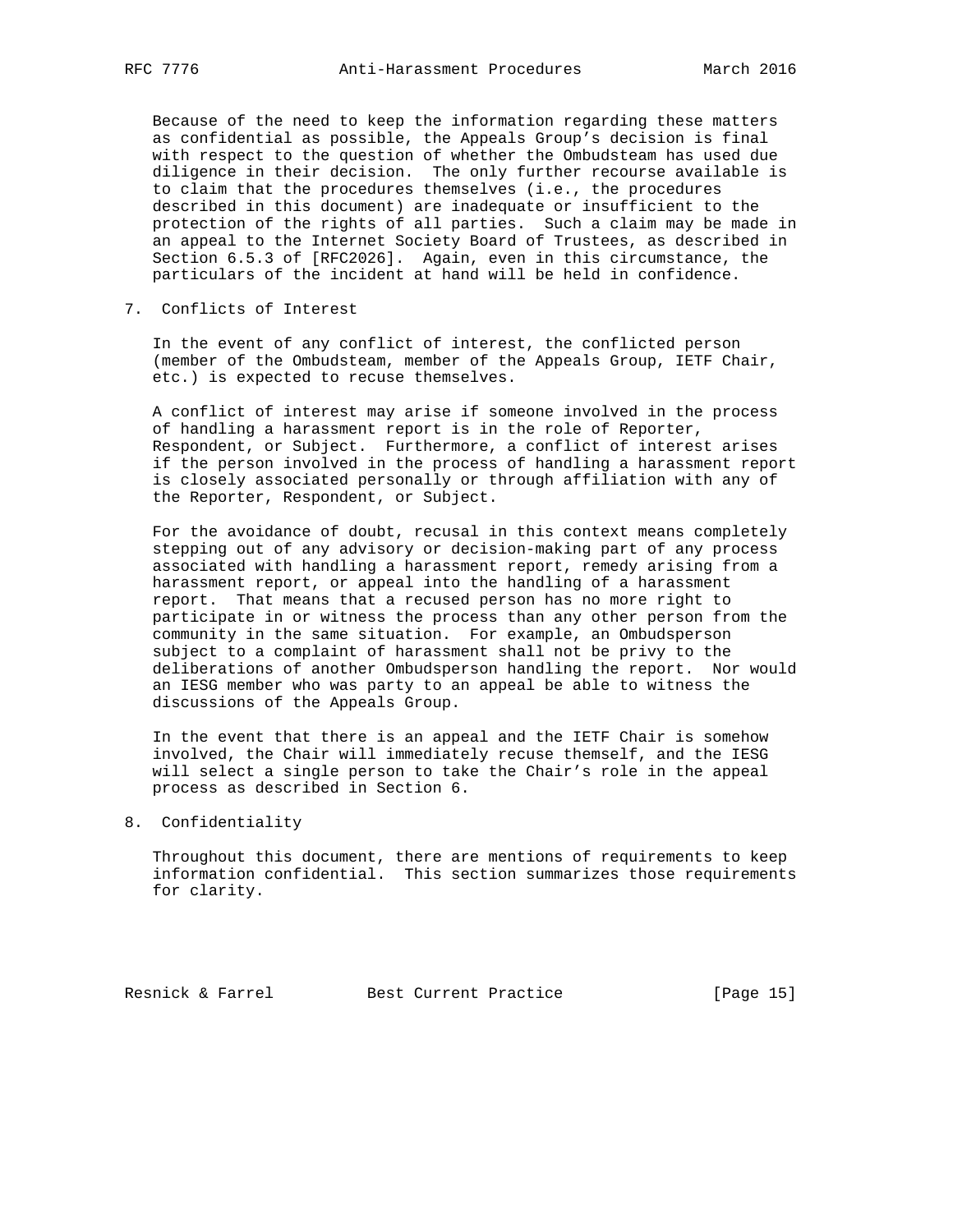Because of the need to keep the information regarding these matters as confidential as possible, the Appeals Group's decision is final with respect to the question of whether the Ombudsteam has used due diligence in their decision. The only further recourse available is to claim that the procedures themselves (i.e., the procedures described in this document) are inadequate or insufficient to the protection of the rights of all parties. Such a claim may be made in an appeal to the Internet Society Board of Trustees, as described in Section 6.5.3 of [RFC2026]. Again, even in this circumstance, the particulars of the incident at hand will be held in confidence.

## 7. Conflicts of Interest

In the event of any conflict of interest, the conflicted person (member of the Ombudsteam, member of the Appeals Group, IETF Chair, etc.) is expected to recuse themselves.

A conflict of interest may arise if someone involved in the process of handling a harassment report is in the role of Reporter, Respondent, or Subject. Furthermore, a conflict of interest arises if the person involved in the process of handling a harassment report is closely associated personally or through affiliation with any of the Reporter, Respondent, or Subject.

For the avoidance of doubt, recusal in this context means completely stepping out of any advisory or decision-making part of any process associated with handling a harassment report, remedy arising from a harassment report, or appeal into the handling of a harassment report. That means that a recused person has no more right to participate in or witness the process than any other person from the community in the same situation. For example, an Ombudsperson subject to a complaint of harassment shall not be privy to the deliberations of another Ombudsperson handling the report. Nor would an IESG member who was party to an appeal be able to witness the discussions of the Appeals Group.

In the event that there is an appeal and the IETF Chair is somehow involved, the Chair will immediately recuse themself, and the IESG will select a single person to take the Chair's role in the appeal process as described in Section 6.

## 8. Confidentiality

Throughout this document, there are mentions of requirements to keep information confidential. This section summarizes those requirements for clarity.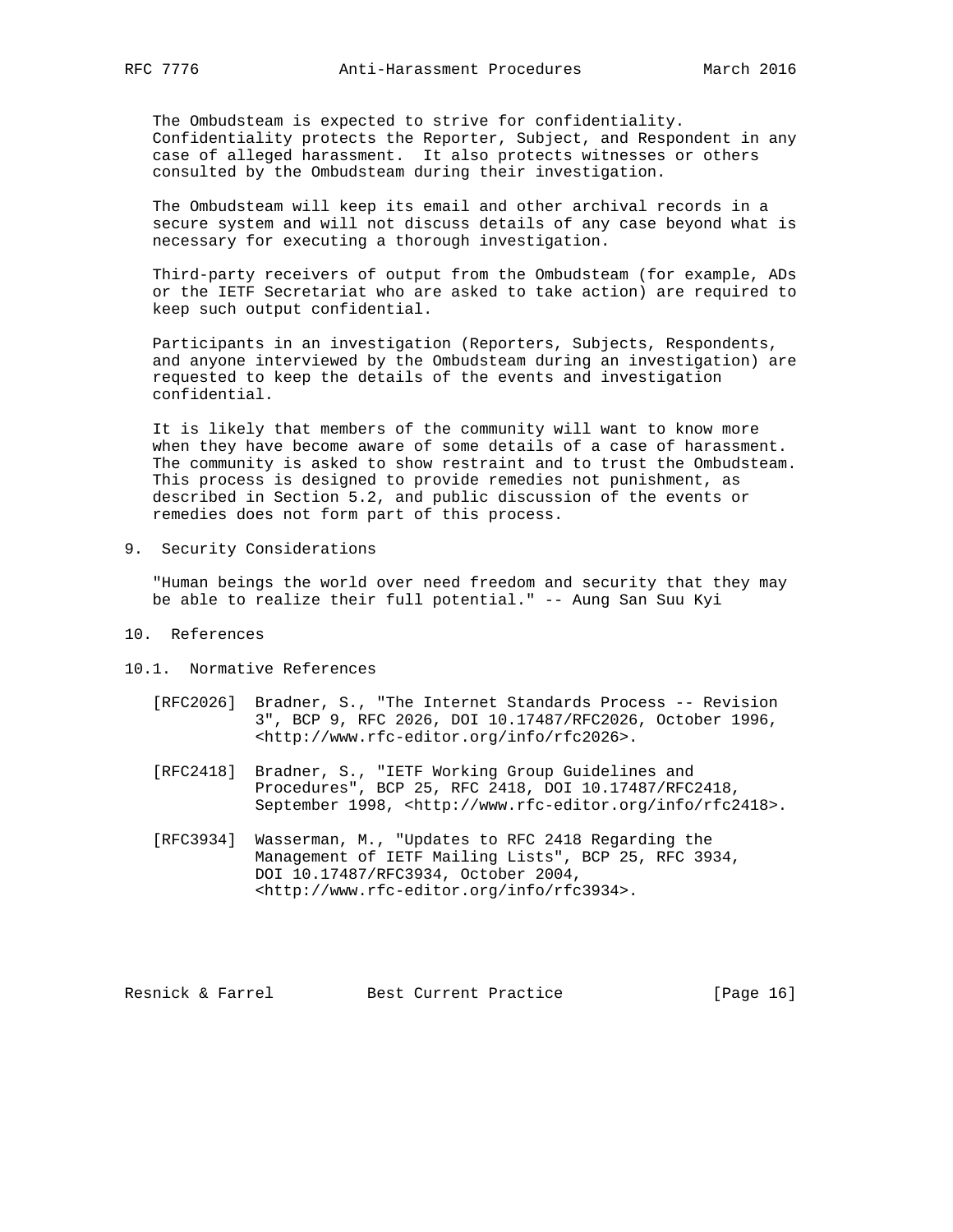The Ombudsteam is expected to strive for confidentiality. Confidentiality protects the Reporter, Subject, and Respondent in any case of alleged harassment. It also protects witnesses or others consulted by the Ombudsteam during their investigation.

The Ombudsteam will keep its email and other archival records in a secure system and will not discuss details of any case beyond what is necessary for executing a thorough investigation.

Third-party receivers of output from the Ombudsteam (for example, ADs or the IETF Secretariat who are asked to take action) are required to keep such output confidential.

Participants in an investigation (Reporters, Subjects, Respondents, and anyone interviewed by the Ombudsteam during an investigation) are requested to keep the details of the events and investigation confidential.

It is likely that members of the community will want to know more when they have become aware of some details of a case of harassment. The community is asked to show restraint and to trust the Ombudsteam. This process is designed to provide remedies not punishment, as described in Section 5.2, and public discussion of the events or remedies does not form part of this process.

## 9. Security Considerations

"Human beings the world over need freedom and security that they may be able to realize their full potential." -- Aung San Suu Kyi

## 10. References

### 10.1. Normative References

[RFC2026] Bradner, S., "The Internet Standards Process -- Revision 3", BCP 9, RFC 2026, DOI 10.17487/RFC2026, October 1996, <http://www.rfc-editor.org/info/rfc2026>.

[RFC2418] Bradner, S., "IETF Working Group Guidelines and Procedures", BCP 25, RFC 2418, DOI 10.17487/RFC2418, September 1998, <http://www.rfc-editor.org/info/rfc2418>.

[RFC3934] Wasserman, M., "Updates to RFC 2418 Regarding the Management of IETF Mailing Lists", BCP 25, RFC 3934, DOI 10.17487/RFC3934, October 2004, <http://www.rfc-editor.org/info/rfc3934>.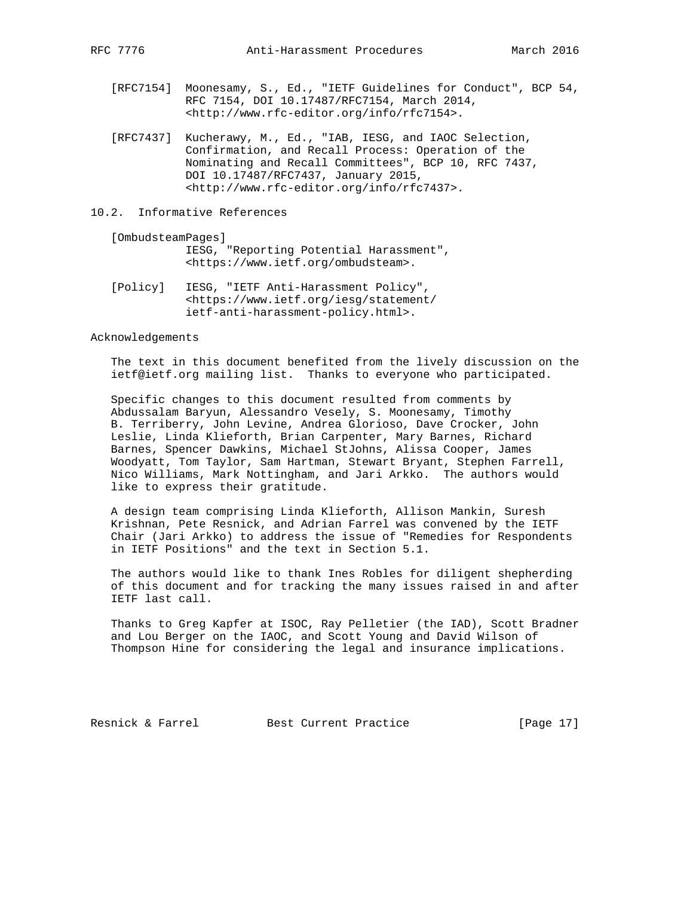[RFC7154] Moonesamy, S., Ed., "IETF Guidelines for Conduct", BCP 54, RFC 7154, DOI 10.17487/RFC7154, March 2014, <http://www.rfc-editor.org/info/rfc7154>.

[RFC7437] Kucherawy, M., Ed., "IAB, IESG, and IAOC Selection, Confirmation, and Recall Process: Operation of the Nominating and Recall Committees", BCP 10, RFC 7437, DOI 10.17487/RFC7437, January 2015, <http://www.rfc-editor.org/info/rfc7437>.

## 10.2. Informative References

[OmbudsteamPages] IESG, "Reporting Potential Harassment", <https://www.ietf.org/ombudsteam>.

[Policy] IESG, "IETF Anti-Harassment Policy", <https://www.ietf.org/iesg/statement/ietf-anti-harassment-policy.html>.

## Acknowledgements

The text in this document benefited from the lively discussion on the ietf@ietf.org mailing list. Thanks to everyone who participated.

Specific changes to this document resulted from comments by Abdussalam Baryun, Alessandro Vesely, S. Moonesamy, Timothy B. Terriberry, John Levine, Andrea Glorioso, Dave Crocker, John Leslie, Linda Klieforth, Brian Carpenter, Mary Barnes, Richard Barnes, Spencer Dawkins, Michael StJohns, Alissa Cooper, James Woodyatt, Tom Taylor, Sam Hartman, Stewart Bryant, Stephen Farrell, Nico Williams, Mark Nottingham, and Jari Arkko. The authors would like to express their gratitude.

A design team comprising Linda Klieforth, Allison Mankin, Suresh Krishnan, Pete Resnick, and Adrian Farrel was convened by the IETF Chair (Jari Arkko) to address the issue of "Remedies for Respondents in IETF Positions" and the text in Section 5.1.

The authors would like to thank Ines Robles for diligent shepherding of this document and for tracking the many issues raised in and after IETF last call.

Thanks to Greg Kapfer at ISOC, Ray Pelletier (the IAD), Scott Bradner and Lou Berger on the IAOC, and Scott Young and David Wilson of Thompson Hine for considering the legal and insurance implications.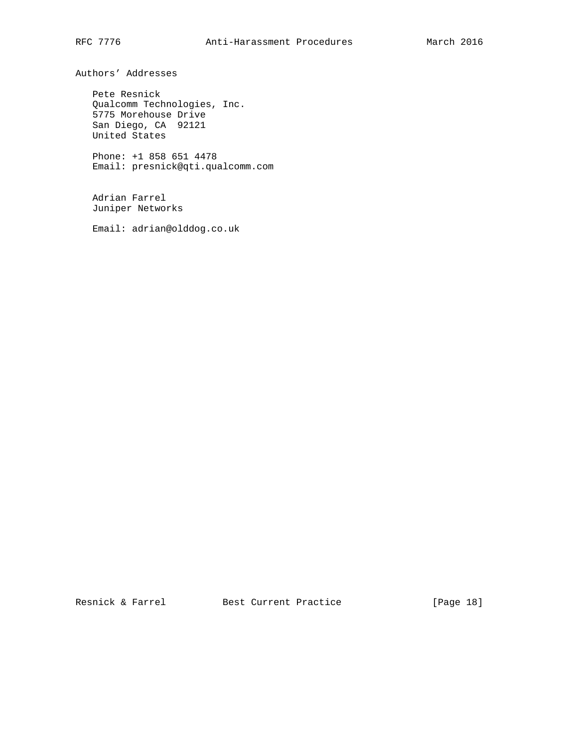## Authors' Addresses

Pete Resnick
Qualcomm Technologies, Inc.
5775 Morehouse Drive
San Diego, CA  92121
United States

Phone: +1 858 651 4478
Email: presnick@qti.qualcomm.com

Adrian Farrel
Juniper Networks

Email: adrian@olddog.co.uk